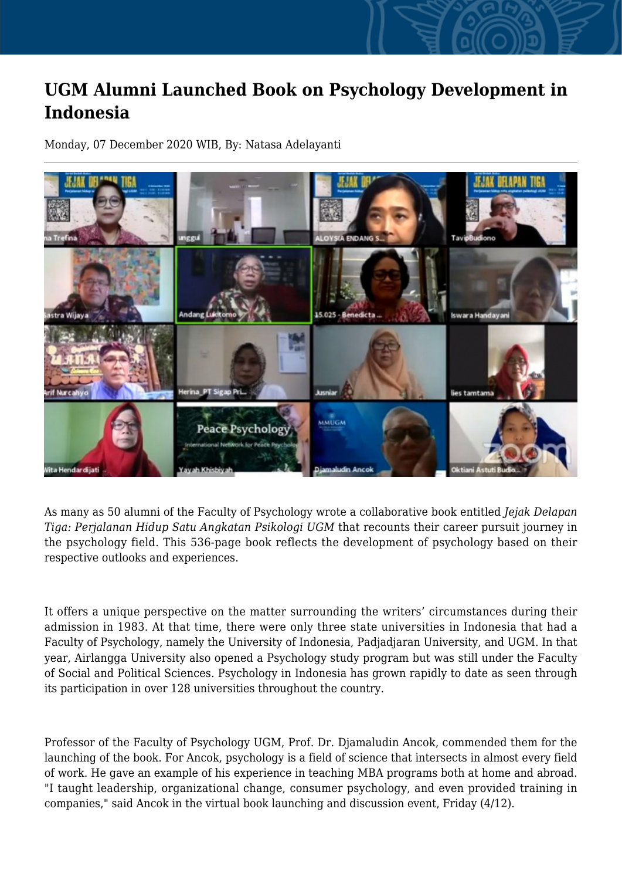# UGM Alumni Launched Book on Psychology Development in Indonesia

Monday, 07 December 2020 WIB, By: Natasa Adelayanti

As many as 50 alumni of the Faculty of Psychology wrote a collaborative book entitled *Jejak Delapan Tiga: Perjalanan Hidup Satu Angkatan Psikologi UGM* that recounts their career pursuit journey in the psychology field. This 536-page book reflects the development of psychology based on their respective outlooks and experiences.

It offers a unique perspective on the matter surrounding the writers' circumstances during their admission in 1983. At that time, there were only three state universities in Indonesia that had a Faculty of Psychology, namely the University of Indonesia, Padjadjaran University, and UGM. In that year, Airlangga University also opened a Psychology study program but was still under the Faculty of Social and Political Sciences. Psychology in Indonesia has grown rapidly to date as seen through its participation in over 128 universities throughout the country.

Professor of the Faculty of Psychology UGM, Prof. Dr. Djamaludin Ancok, commended them for the launching of the book. For Ancok, psychology is a field of science that intersects in almost every field of work. He gave an example of his experience in teaching MBA programs both at home and abroad. "I taught leadership, organizational change, consumer psychology, and even provided training in companies," said Ancok in the virtual book launching and discussion event, Friday (4/12).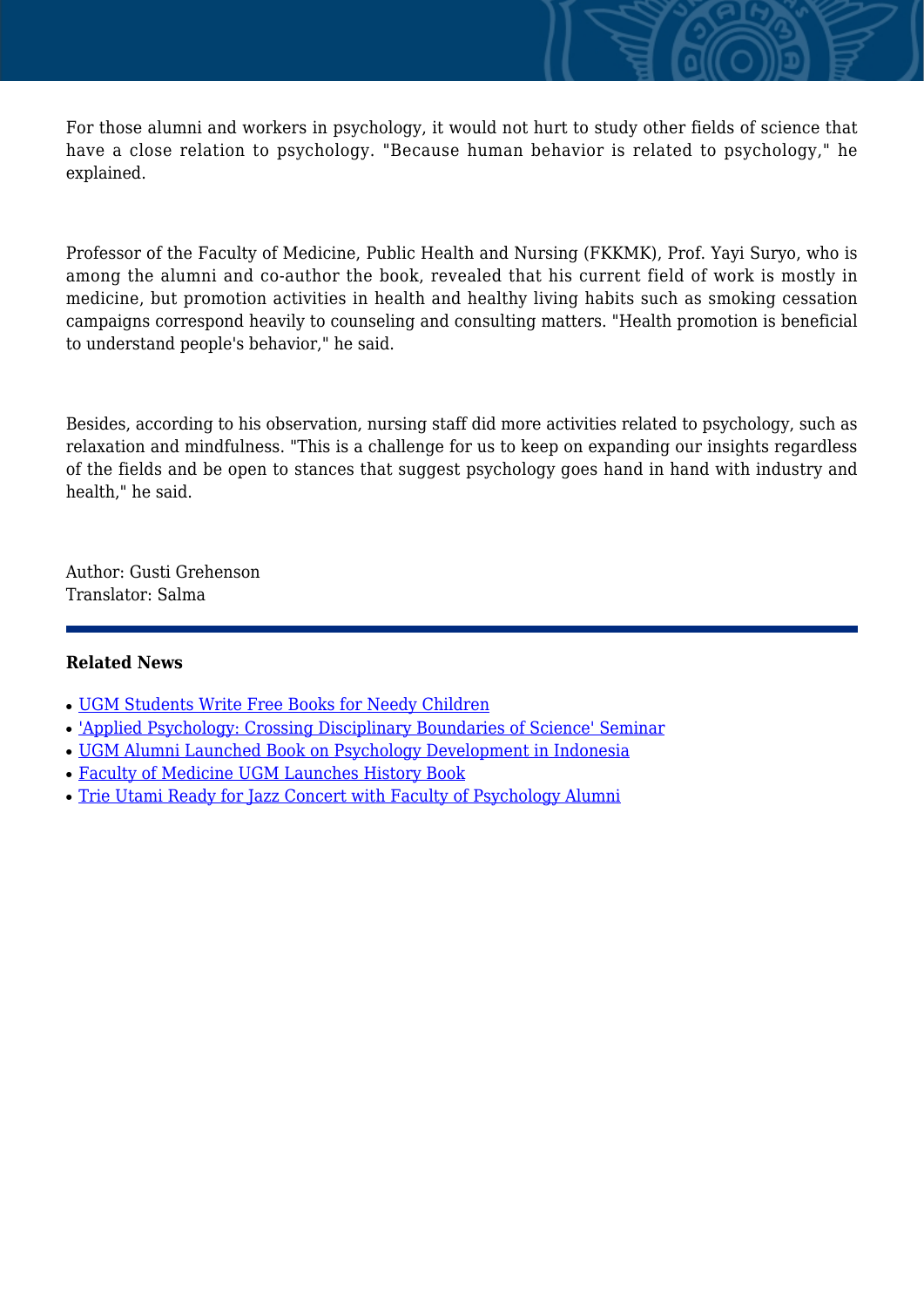For those alumni and workers in psychology, it would not hurt to study other fields of science that have a close relation to psychology. "Because human behavior is related to psychology," he explained.

Professor of the Faculty of Medicine, Public Health and Nursing (FKKMK), Prof. Yayi Suryo, who is among the alumni and co-author the book, revealed that his current field of work is mostly in medicine, but promotion activities in health and healthy living habits such as smoking cessation campaigns correspond heavily to counseling and consulting matters. "Health promotion is beneficial to understand people's behavior," he said.

Besides, according to his observation, nursing staff did more activities related to psychology, such as relaxation and mindfulness. "This is a challenge for us to keep on expanding our insights regardless of the fields and be open to stances that suggest psychology goes hand in hand with industry and health," he said.

Author: Gusti Grehenson
Translator: Salma

### Related News

- UGM Students Write Free Books for Needy Children
- 'Applied Psychology: Crossing Disciplinary Boundaries of Science' Seminar
- UGM Alumni Launched Book on Psychology Development in Indonesia
- Faculty of Medicine UGM Launches History Book
- Trie Utami Ready for Jazz Concert with Faculty of Psychology Alumni